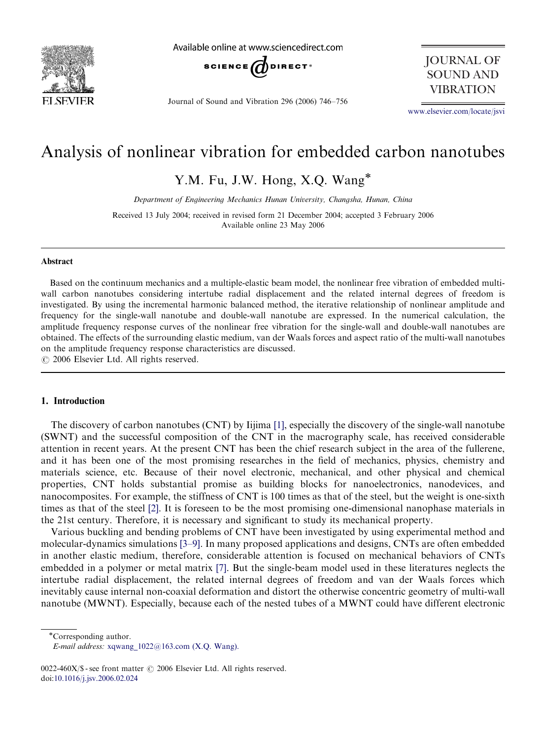# Analysis of nonlinear vibration for embedded carbon nanotubes

Y.M. Fu, J.W. Hong, X.Q. Wang*

*Department of Engineering Mechanics Hunan University, Changsha, Hunan, China*

Received 13 July 2004; received in revised form 21 December 2004; accepted 3 February 2006
Available online 23 May 2006

## Abstract

Based on the continuum mechanics and a multiple-elastic beam model, the nonlinear free vibration of embedded multi-wall carbon nanotubes considering intertube radial displacement and the related internal degrees of freedom is investigated. By using the incremental harmonic balanced method, the iterative relationship of nonlinear amplitude and frequency for the single-wall nanotube and double-wall nanotube are expressed. In the numerical calculation, the amplitude frequency response curves of the nonlinear free vibration for the single-wall and double-wall nanotubes are obtained. The effects of the surrounding elastic medium, van der Waals forces and aspect ratio of the multi-wall nanotubes on the amplitude frequency response characteristics are discussed.
© 2006 Elsevier Ltd. All rights reserved.

## 1. Introduction

The discovery of carbon nanotubes (CNT) by Iijima [1], especially the discovery of the single-wall nanotube (SWNT) and the successful composition of the CNT in the macrography scale, has received considerable attention in recent years. At the present CNT has been the chief research subject in the area of the fullerene, and it has been one of the most promising researches in the field of mechanics, physics, chemistry and materials science, etc. Because of their novel electronic, mechanical, and other physical and chemical properties, CNT holds substantial promise as building blocks for nanoelectronics, nanodevices, and nanocomposites. For example, the stiffness of CNT is 100 times as that of the steel, but the weight is one-sixth times as that of the steel [2]. It is foreseen to be the most promising one-dimensional nanophase materials in the 21st century. Therefore, it is necessary and significant to study its mechanical property.

Various buckling and bending problems of CNT have been investigated by using experimental method and molecular-dynamics simulations [3–9]. In many proposed applications and designs, CNTs are often embedded in another elastic medium, therefore, considerable attention is focused on mechanical behaviors of CNTs embedded in a polymer or metal matrix [7]. But the single-beam model used in these literatures neglects the intertube radial displacement, the related internal degrees of freedom and van der Waals forces which inevitably cause internal non-coaxial deformation and distort the otherwise concentric geometry of multi-wall nanotube (MWNT). Especially, because each of the nested tubes of a MWNT could have different electronic

*Corresponding author.
*E-mail address:* xqwang_1022@163.com (X.Q. Wang).

0022-460X/$ - see front matter © 2006 Elsevier Ltd. All rights reserved.
doi:10.1016/j.jsv.2006.02.024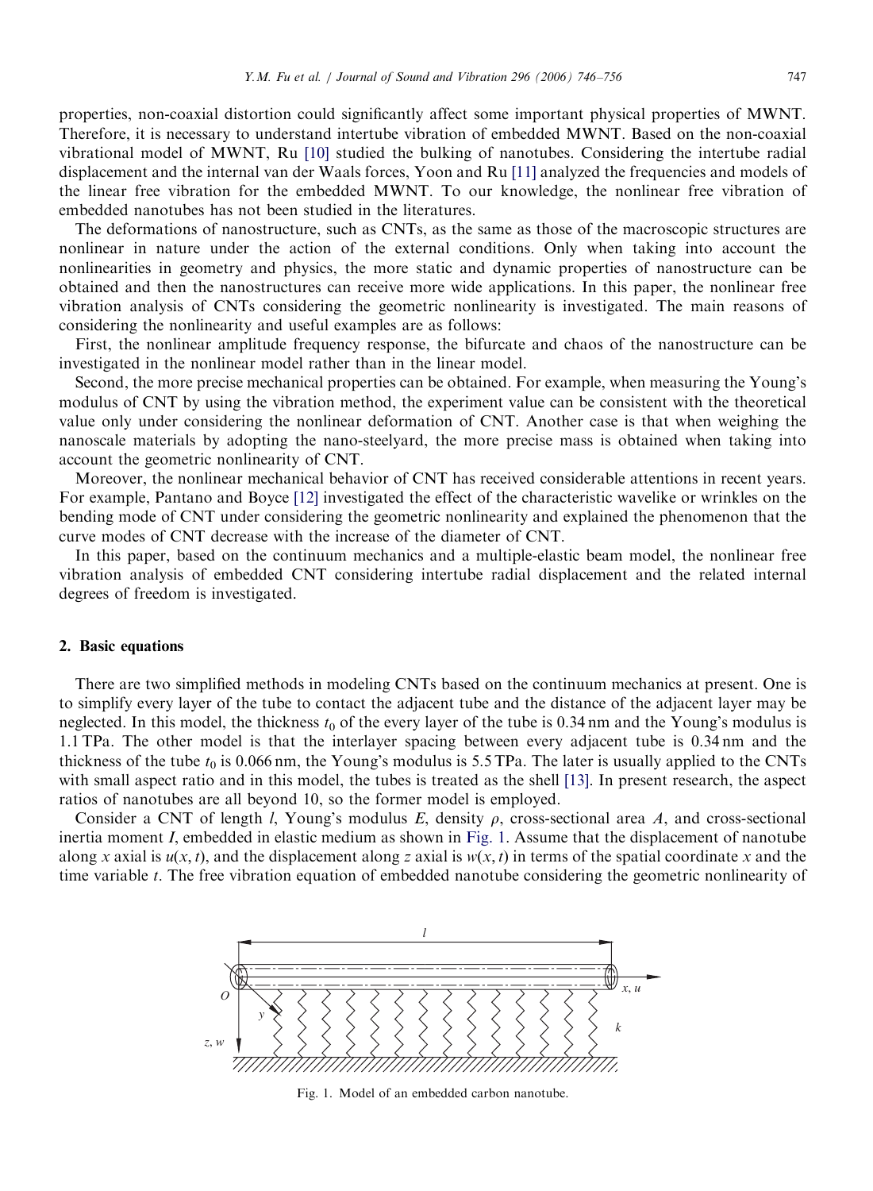properties, non-coaxial distortion could significantly affect some important physical properties of MWNT. Therefore, it is necessary to understand intertube vibration of embedded MWNT. Based on the non-coaxial vibrational model of MWNT, Ru [10] studied the bulking of nanotubes. Considering the intertube radial displacement and the internal van der Waals forces, Yoon and Ru [11] analyzed the frequencies and models of the linear free vibration for the embedded MWNT. To our knowledge, the nonlinear free vibration of embedded nanotubes has not been studied in the literatures.

The deformations of nanostructure, such as CNTs, as the same as those of the macroscopic structures are nonlinear in nature under the action of the external conditions. Only when taking into account the nonlinearities in geometry and physics, the more static and dynamic properties of nanostructure can be obtained and then the nanostructures can receive more wide applications. In this paper, the nonlinear free vibration analysis of CNTs considering the geometric nonlinearity is investigated. The main reasons of considering the nonlinearity and useful examples are as follows:

First, the nonlinear amplitude frequency response, the bifurcate and chaos of the nanostructure can be investigated in the nonlinear model rather than in the linear model.

Second, the more precise mechanical properties can be obtained. For example, when measuring the Young's modulus of CNT by using the vibration method, the experiment value can be consistent with the theoretical value only under considering the nonlinear deformation of CNT. Another case is that when weighing the nanoscale materials by adopting the nano-steelyard, the more precise mass is obtained when taking into account the geometric nonlinearity of CNT.

Moreover, the nonlinear mechanical behavior of CNT has received considerable attentions in recent years. For example, Pantano and Boyce [12] investigated the effect of the characteristic wavelike or wrinkles on the bending mode of CNT under considering the geometric nonlinearity and explained the phenomenon that the curve modes of CNT decrease with the increase of the diameter of CNT.

In this paper, based on the continuum mechanics and a multiple-elastic beam model, the nonlinear free vibration analysis of embedded CNT considering intertube radial displacement and the related internal degrees of freedom is investigated.

## 2. Basic equations

There are two simplified methods in modeling CNTs based on the continuum mechanics at present. One is to simplify every layer of the tube to contact the adjacent tube and the distance of the adjacent layer may be neglected. In this model, the thickness $t_0$ of the every layer of the tube is 0.34 nm and the Young's modulus is 1.1 TPa. The other model is that the interlayer spacing between every adjacent tube is 0.34 nm and the thickness of the tube $t_0$ is 0.066 nm, the Young's modulus is 5.5 TPa. The later is usually applied to the CNTs with small aspect ratio and in this model, the tubes is treated as the shell [13]. In present research, the aspect ratios of nanotubes are all beyond 10, so the former model is employed.

Consider a CNT of length $l$, Young's modulus $E$, density $\rho$, cross-sectional area $A$, and cross-sectional inertia moment $I$, embedded in elastic medium as shown in Fig. 1. Assume that the displacement of nanotube along $x$ axial is $u(x, t)$, and the displacement along $z$ axial is $w(x, t)$ in terms of the spatial coordinate $x$ and the time variable $t$. The free vibration equation of embedded nanotube considering the geometric nonlinearity of

Fig. 1. Model of an embedded carbon nanotube.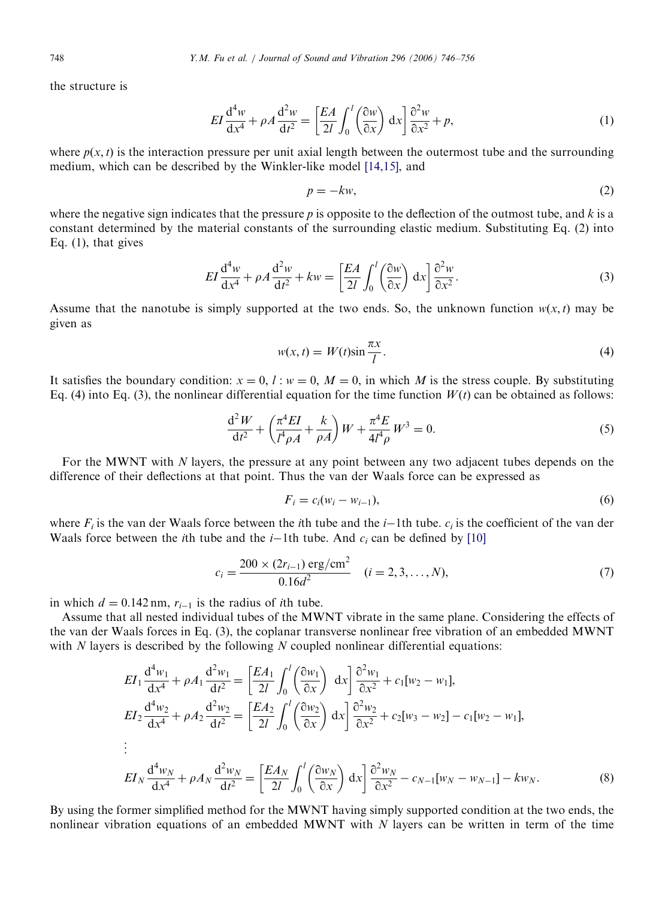the structure is

$$EI\frac{\mathrm{d}^4 w}{\mathrm{d}x^4} + \rho A\frac{\mathrm{d}^2 w}{\mathrm{d}t^2} = \left[\frac{EA}{2l}\int_0^l \left(\frac{\partial w}{\partial x}\right)\,\mathrm{d}x\right]\frac{\partial^2 w}{\partial x^2} + p, \tag{1}$$

where $p(x,t)$ is the interaction pressure per unit axial length between the outermost tube and the surrounding medium, which can be described by the Winkler-like model [14,15], and

$$p = -kw, \tag{2}$$

where the negative sign indicates that the pressure $p$ is opposite to the deflection of the outmost tube, and $k$ is a constant determined by the material constants of the surrounding elastic medium. Substituting Eq. (2) into Eq. (1), that gives

$$EI\frac{\mathrm{d}^4 w}{\mathrm{d}x^4} + \rho A\frac{\mathrm{d}^2 w}{\mathrm{d}t^2} + kw = \left[\frac{EA}{2l}\int_0^l \left(\frac{\partial w}{\partial x}\right)\,\mathrm{d}x\right]\frac{\partial^2 w}{\partial x^2}. \tag{3}$$

Assume that the nanotube is simply supported at the two ends. So, the unknown function $w(x,t)$ may be given as

$$w(x,t) = W(t)\sin\frac{\pi x}{l}. \tag{4}$$

It satisfies the boundary condition: $x = 0, l: w = 0,\ M = 0$, in which $M$ is the stress couple. By substituting Eq. (4) into Eq. (3), the nonlinear differential equation for the time function $W(t)$ can be obtained as follows:

$$\frac{\mathrm{d}^2 W}{\mathrm{d}t^2} + \left(\frac{\pi^4 EI}{l^4 \rho A} + \frac{k}{\rho A}\right)W + \frac{\pi^4 E}{4l^4 \rho}W^3 = 0. \tag{5}$$

For the MWNT with $N$ layers, the pressure at any point between any two adjacent tubes depends on the difference of their deflections at that point. Thus the van der Waals force can be expressed as

$$F_i = c_i(w_i - w_{i-1}), \tag{6}$$

where $F_i$ is the van der Waals force between the $i$th tube and the $i-1$th tube. $c_i$ is the coefficient of the van der Waals force between the $i$th tube and the $i-1$th tube. And $c_i$ can be defined by [10]

$$c_i = \frac{200 \times (2r_{i-1})\ \mathrm{erg/cm^2}}{0.16d^2} \quad (i = 2, 3, \ldots, N), \tag{7}$$

in which $d = 0.142\,\mathrm{nm}$, $r_{i-1}$ is the radius of $i$th tube.

Assume that all nested individual tubes of the MWNT vibrate in the same plane. Considering the effects of the van der Waals forces in Eq. (3), the coplanar transverse nonlinear free vibration of an embedded MWNT with $N$ layers is described by the following $N$ coupled nonlinear differential equations:

$$\begin{aligned}
&EI_1\frac{\mathrm{d}^4 w_1}{\mathrm{d}x^4} + \rho A_1\frac{\mathrm{d}^2 w_1}{\mathrm{d}t^2} = \left[\frac{EA_1}{2l}\int_0^l \left(\frac{\partial w_1}{\partial x}\right)\,\mathrm{d}x\right]\frac{\partial^2 w_1}{\partial x^2} + c_1[w_2 - w_1],\\
&EI_2\frac{\mathrm{d}^4 w_2}{\mathrm{d}x^4} + \rho A_2\frac{\mathrm{d}^2 w_2}{\mathrm{d}t^2} = \left[\frac{EA_2}{2l}\int_0^l \left(\frac{\partial w_2}{\partial x}\right)\,\mathrm{d}x\right]\frac{\partial^2 w_2}{\partial x^2} + c_2[w_3 - w_2] - c_1[w_2 - w_1],\\
&\vdots\\
&EI_N\frac{\mathrm{d}^4 w_N}{\mathrm{d}x^4} + \rho A_N\frac{\mathrm{d}^2 w_N}{\mathrm{d}t^2} = \left[\frac{EA_N}{2l}\int_0^l \left(\frac{\partial w_N}{\partial x}\right)\,\mathrm{d}x\right]\frac{\partial^2 w_N}{\partial x^2} - c_{N-1}[w_N - w_{N-1}] - kw_N.
\end{aligned} \tag{8}$$

By using the former simplified method for the MWNT having simply supported condition at the two ends, the nonlinear vibration equations of an embedded MWNT with $N$ layers can be written in term of the time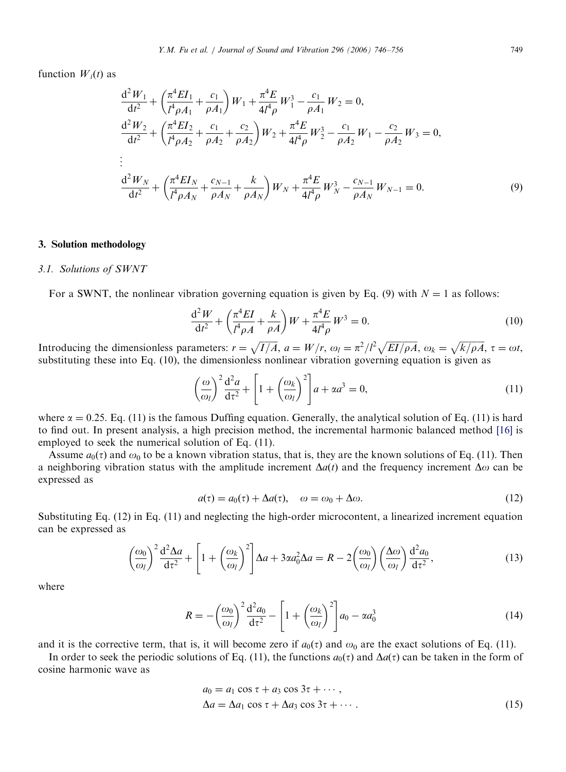function $W_i(t)$ as

$$
\begin{aligned}
&\frac{\mathrm{d}^2 W_1}{\mathrm{d}t^2} + \left(\frac{\pi^4 EI_1}{l^4 \rho A_1} + \frac{c_1}{\rho A_1}\right) W_1 + \frac{\pi^4 E}{4 l^4 \rho} W_1^3 - \frac{c_1}{\rho A_1} W_2 = 0, \\
&\frac{\mathrm{d}^2 W_2}{\mathrm{d}t^2} + \left(\frac{\pi^4 EI_2}{l^4 \rho A_2} + \frac{c_1}{\rho A_2} + \frac{c_2}{\rho A_2}\right) W_2 + \frac{\pi^4 E}{4 l^4 \rho} W_2^3 - \frac{c_1}{\rho A_2} W_1 - \frac{c_2}{\rho A_2} W_3 = 0, \\
&\vdots \\
&\frac{\mathrm{d}^2 W_N}{\mathrm{d}t^2} + \left(\frac{\pi^4 EI_N}{l^4 \rho A_N} + \frac{c_{N-1}}{\rho A_N} + \frac{k}{\rho A_N}\right) W_N + \frac{\pi^4 E}{4 l^4 \rho} W_N^3 - \frac{c_{N-1}}{\rho A_N} W_{N-1} = 0.
\end{aligned} \tag{9}
$$

## 3. Solution methodology

### 3.1. Solutions of SWNT

For a SWNT, the nonlinear vibration governing equation is given by Eq. (9) with $N = 1$ as follows:

$$
\frac{\mathrm{d}^2 W}{\mathrm{d}t^2} + \left(\frac{\pi^4 EI}{l^4 \rho A} + \frac{k}{\rho A}\right) W + \frac{\pi^4 E}{4 l^4 \rho} W^3 = 0. \tag{10}
$$

Introducing the dimensionless parameters: $r = \sqrt{I/A}$, $a = W/r$, $\omega_l = \pi^2/l^2 \sqrt{EI/\rho A}$, $\omega_k = \sqrt{k/\rho A}$, $\tau = \omega t$, substituting these into Eq. (10), the dimensionless nonlinear vibration governing equation is given as

$$
\left(\frac{\omega}{\omega_l}\right)^2 \frac{\mathrm{d}^2 a}{\mathrm{d}\tau^2} + \left[1 + \left(\frac{\omega_k}{\omega_l}\right)^2\right] a + \alpha a^3 = 0, \tag{11}
$$

where $\alpha = 0.25$. Eq. (11) is the famous Duffing equation. Generally, the analytical solution of Eq. (11) is hard to find out. In present analysis, a high precision method, the incremental harmonic balanced method [16] is employed to seek the numerical solution of Eq. (11).

Assume $a_0(\tau)$ and $\omega_0$ to be a known vibration status, that is, they are the known solutions of Eq. (11). Then a neighboring vibration status with the amplitude increment $\Delta a(t)$ and the frequency increment $\Delta\omega$ can be expressed as

$$
a(\tau) = a_0(\tau) + \Delta a(\tau), \quad \omega = \omega_0 + \Delta\omega. \tag{12}
$$

Substituting Eq. (12) in Eq. (11) and neglecting the high-order microcontent, a linearized increment equation can be expressed as

$$
\left(\frac{\omega_0}{\omega_l}\right)^2 \frac{\mathrm{d}^2 \Delta a}{\mathrm{d}\tau^2} + \left[1 + \left(\frac{\omega_k}{\omega_l}\right)^2\right] \Delta a + 3\alpha a_0^2 \Delta a = R - 2\left(\frac{\omega_0}{\omega_l}\right)\left(\frac{\Delta\omega}{\omega_l}\right) \frac{\mathrm{d}^2 a_0}{\mathrm{d}\tau^2}, \tag{13}
$$

where

$$
R = -\left(\frac{\omega_0}{\omega_l}\right)^2 \frac{\mathrm{d}^2 a_0}{\mathrm{d}\tau^2} - \left[1 + \left(\frac{\omega_k}{\omega_l}\right)^2\right] a_0 - \alpha a_0^3 \tag{14}
$$

and it is the corrective term, that is, it will become zero if $a_0(\tau)$ and $\omega_0$ are the exact solutions of Eq. (11).

In order to seek the periodic solutions of Eq. (11), the functions $a_0(\tau)$ and $\Delta a(\tau)$ can be taken in the form of cosine harmonic wave as

$$
\begin{aligned}
a_0 &= a_1 \cos \tau + a_3 \cos 3\tau + \cdots, \\
\Delta a &= \Delta a_1 \cos \tau + \Delta a_3 \cos 3\tau + \cdots.
\end{aligned} \tag{15}
$$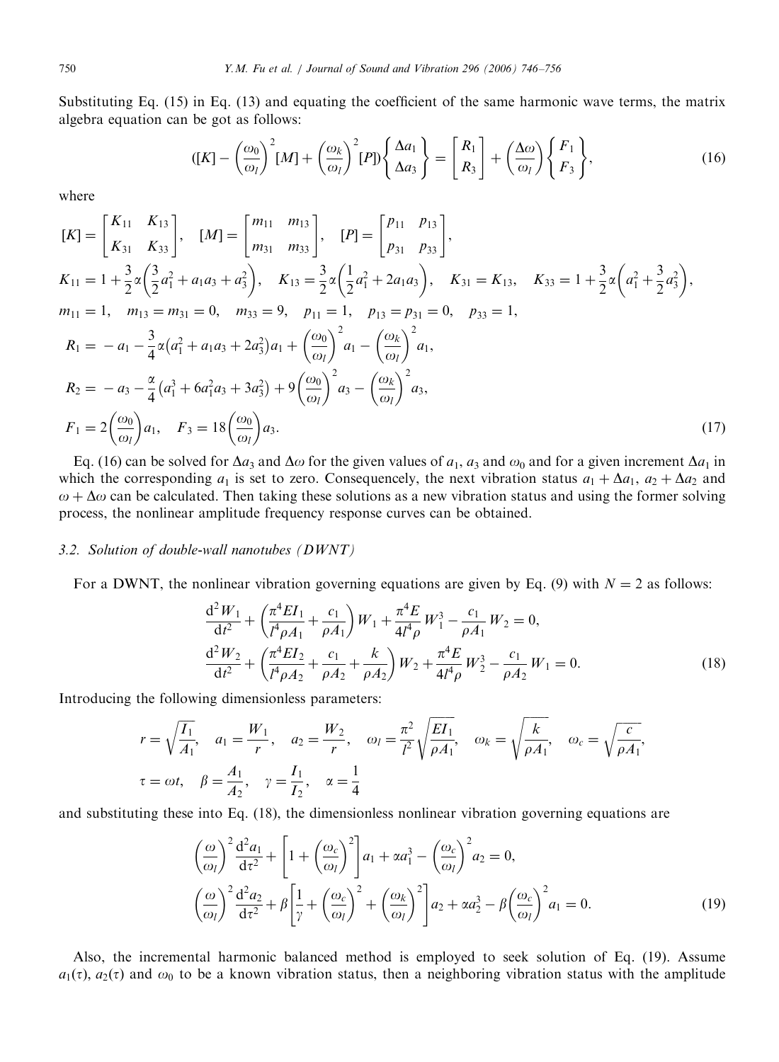Substituting Eq. (15) in Eq. (13) and equating the coefficient of the same harmonic wave terms, the matrix algebra equation can be got as follows:

$$\left([K] - \left(\frac{\omega_0}{\omega_l}\right)^2 [M] + \left(\frac{\omega_k}{\omega_l}\right)^2 [P]\right) \begin{Bmatrix} \Delta a_1 \\ \Delta a_3 \end{Bmatrix} = \begin{bmatrix} R_1 \\ R_3 \end{bmatrix} + \left(\frac{\Delta\omega}{\omega_l}\right) \begin{Bmatrix} F_1 \\ F_3 \end{Bmatrix}, \tag{16}$$

where

$$\begin{aligned}
&[K] = \begin{bmatrix} K_{11} & K_{13} \\ K_{31} & K_{33} \end{bmatrix}, \quad [M] = \begin{bmatrix} m_{11} & m_{13} \\ m_{31} & m_{33} \end{bmatrix}, \quad [P] = \begin{bmatrix} p_{11} & p_{13} \\ p_{31} & p_{33} \end{bmatrix}, \\
&K_{11} = 1 + \frac{3}{2}\alpha\left(\frac{3}{2}a_1^2 + a_1 a_3 + a_3^2\right), \quad K_{13} = \frac{3}{2}\alpha\left(\frac{1}{2}a_1^2 + 2a_1 a_3\right), \quad K_{31} = K_{13}, \quad K_{33} = 1 + \frac{3}{2}\alpha\left(a_1^2 + \frac{3}{2}a_3^2\right), \\
&m_{11} = 1, \quad m_{13} = m_{31} = 0, \quad m_{33} = 9, \quad p_{11} = 1, \quad p_{13} = p_{31} = 0, \quad p_{33} = 1, \\
&R_1 = -a_1 - \frac{3}{4}\alpha\left(a_1^2 + a_1 a_3 + 2a_3^2\right)a_1 + \left(\frac{\omega_0}{\omega_l}\right)^2 a_1 - \left(\frac{\omega_k}{\omega_l}\right)^2 a_1, \\
&R_2 = -a_3 - \frac{\alpha}{4}\left(a_1^3 + 6a_1^2 a_3 + 3a_3^2\right) + 9\left(\frac{\omega_0}{\omega_l}\right)^2 a_3 - \left(\frac{\omega_k}{\omega_l}\right)^2 a_3, \\
&F_1 = 2\left(\frac{\omega_0}{\omega_l}\right)a_1, \quad F_3 = 18\left(\frac{\omega_0}{\omega_l}\right)a_3.
\end{aligned} \tag{17}$$

Eq. (16) can be solved for $\Delta a_3$ and $\Delta\omega$ for the given values of $a_1$, $a_3$ and $\omega_0$ and for a given increment $\Delta a_1$ in which the corresponding $a_1$ is set to zero. Consequencely, the next vibration status $a_1 + \Delta a_1$, $a_2 + \Delta a_2$ and $\omega + \Delta\omega$ can be calculated. Then taking these solutions as a new vibration status and using the former solving process, the nonlinear amplitude frequency response curves can be obtained.

### 3.2. Solution of double-wall nanotubes (DWNT)

For a DWNT, the nonlinear vibration governing equations are given by Eq. (9) with $N = 2$ as follows:

$$\begin{aligned}
&\frac{\mathrm{d}^2 W_1}{\mathrm{d}t^2} + \left(\frac{\pi^4 EI_1}{l^4 \rho A_1} + \frac{c_1}{\rho A_1}\right) W_1 + \frac{\pi^4 E}{4 l^4 \rho} W_1^3 - \frac{c_1}{\rho A_1} W_2 = 0, \\
&\frac{\mathrm{d}^2 W_2}{\mathrm{d}t^2} + \left(\frac{\pi^4 EI_2}{l^4 \rho A_2} + \frac{c_1}{\rho A_2} + \frac{k}{\rho A_2}\right) W_2 + \frac{\pi^4 E}{4 l^4 \rho} W_2^3 - \frac{c_1}{\rho A_2} W_1 = 0.
\end{aligned} \tag{18}$$

Introducing the following dimensionless parameters:

$$\begin{aligned}
&r = \sqrt{\frac{I_1}{A_1}}, \quad a_1 = \frac{W_1}{r}, \quad a_2 = \frac{W_2}{r}, \quad \omega_l = \frac{\pi^2}{l^2}\sqrt{\frac{EI_1}{\rho A_1}}, \quad \omega_k = \sqrt{\frac{k}{\rho A_1}}, \quad \omega_c = \sqrt{\frac{c}{\rho A_1}}, \\
&\tau = \omega t, \quad \beta = \frac{A_1}{A_2}, \quad \gamma = \frac{I_1}{I_2}, \quad \alpha = \frac{1}{4}
\end{aligned}$$

and substituting these into Eq. (18), the dimensionless nonlinear vibration governing equations are

$$\begin{aligned}
&\left(\frac{\omega}{\omega_l}\right)^2 \frac{\mathrm{d}^2 a_1}{\mathrm{d}\tau^2} + \left[1 + \left(\frac{\omega_c}{\omega_l}\right)^2\right] a_1 + \alpha a_1^3 - \left(\frac{\omega_c}{\omega_l}\right)^2 a_2 = 0, \\
&\left(\frac{\omega}{\omega_l}\right)^2 \frac{\mathrm{d}^2 a_2}{\mathrm{d}\tau^2} + \beta\left[\frac{1}{\gamma} + \left(\frac{\omega_c}{\omega_l}\right)^2 + \left(\frac{\omega_k}{\omega_l}\right)^2\right] a_2 + \alpha a_2^3 - \beta\left(\frac{\omega_c}{\omega_l}\right)^2 a_1 = 0.
\end{aligned} \tag{19}$$

Also, the incremental harmonic balanced method is employed to seek solution of Eq. (19). Assume $a_1(\tau)$, $a_2(\tau)$ and $\omega_0$ to be a known vibration status, then a neighboring vibration status with the amplitude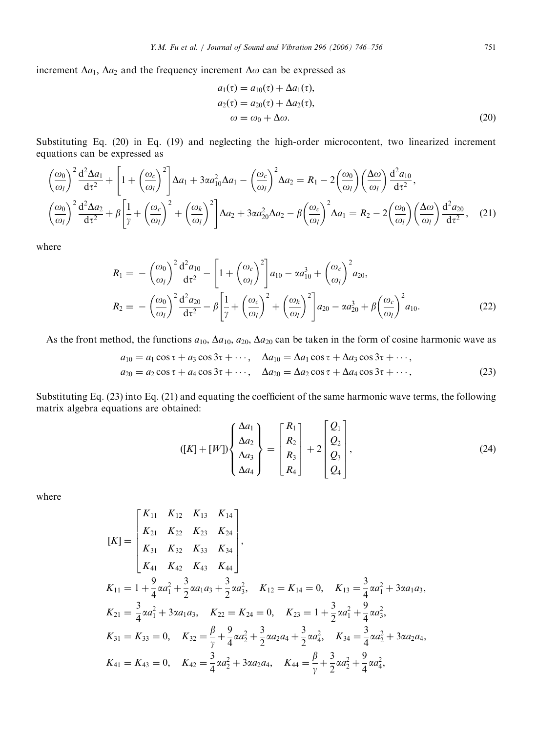increment $\Delta a_1$, $\Delta a_2$ and the frequency increment $\Delta\omega$ can be expressed as

$$
\begin{aligned}
a_1(\tau) &= a_{10}(\tau) + \Delta a_1(\tau), \\
a_2(\tau) &= a_{20}(\tau) + \Delta a_2(\tau), \\
\omega &= \omega_0 + \Delta\omega.
\end{aligned}
\tag{20}
$$

Substituting Eq. (20) in Eq. (19) and neglecting the high-order microcontent, two linearized increment equations can be expressed as

$$
\begin{aligned}
&\left(\frac{\omega_0}{\omega_l}\right)^2 \frac{\mathrm{d}^2 \Delta a_1}{\mathrm{d}\tau^2} + \left[1 + \left(\frac{\omega_c}{\omega_l}\right)^2\right]\Delta a_1 + 3\alpha a_{10}^2 \Delta a_1 - \left(\frac{\omega_c}{\omega_l}\right)^2 \Delta a_2 = R_1 - 2\left(\frac{\omega_0}{\omega_l}\right)\left(\frac{\Delta\omega}{\omega_l}\right)\frac{\mathrm{d}^2 a_{10}}{\mathrm{d}\tau^2}, \\
&\left(\frac{\omega_0}{\omega_l}\right)^2 \frac{\mathrm{d}^2 \Delta a_2}{\mathrm{d}\tau^2} + \beta\left[\frac{1}{\gamma} + \left(\frac{\omega_c}{\omega_l}\right)^2 + \left(\frac{\omega_k}{\omega_l}\right)^2\right]\Delta a_2 + 3\alpha a_{20}^2 \Delta a_2 - \beta\left(\frac{\omega_c}{\omega_l}\right)^2 \Delta a_1 = R_2 - 2\left(\frac{\omega_0}{\omega_l}\right)\left(\frac{\Delta\omega}{\omega_l}\right)\frac{\mathrm{d}^2 a_{20}}{\mathrm{d}\tau^2},
\end{aligned}
\tag{21}
$$

where

$$
\begin{aligned}
R_1 &= -\left(\frac{\omega_0}{\omega_l}\right)^2 \frac{\mathrm{d}^2 a_{10}}{\mathrm{d}\tau^2} - \left[1 + \left(\frac{\omega_c}{\omega_l}\right)^2\right] a_{10} - \alpha a_{10}^3 + \left(\frac{\omega_c}{\omega_l}\right)^2 a_{20}, \\
R_2 &= -\left(\frac{\omega_0}{\omega_l}\right)^2 \frac{\mathrm{d}^2 a_{20}}{\mathrm{d}\tau^2} - \beta\left[\frac{1}{\gamma} + \left(\frac{\omega_c}{\omega_l}\right)^2 + \left(\frac{\omega_k}{\omega_l}\right)^2\right] a_{20} - \alpha a_{20}^3 + \beta\left(\frac{\omega_c}{\omega_l}\right)^2 a_{10}.
\end{aligned}
\tag{22}
$$

As the front method, the functions $a_{10}$, $\Delta a_{10}$, $a_{20}$, $\Delta a_{20}$ can be taken in the form of cosine harmonic wave as

$$
\begin{aligned}
a_{10} &= a_1 \cos\tau + a_3 \cos 3\tau + \cdots, \quad \Delta a_{10} = \Delta a_1 \cos\tau + \Delta a_3 \cos 3\tau + \cdots, \\
a_{20} &= a_2 \cos\tau + a_4 \cos 3\tau + \cdots, \quad \Delta a_{20} = \Delta a_2 \cos\tau + \Delta a_4 \cos 3\tau + \cdots,
\end{aligned}
\tag{23}
$$

Substituting Eq. (23) into Eq. (21) and equating the coefficient of the same harmonic wave terms, the following matrix algebra equations are obtained:

$$
([K] + [W])\begin{Bmatrix} \Delta a_1 \\ \Delta a_2 \\ \Delta a_3 \\ \Delta a_4 \end{Bmatrix} = \begin{bmatrix} R_1 \\ R_2 \\ R_3 \\ R_4 \end{bmatrix} + 2\begin{bmatrix} Q_1 \\ Q_2 \\ Q_3 \\ Q_4 \end{bmatrix},
\tag{24}
$$

where

$$
[K] = \begin{bmatrix} K_{11} & K_{12} & K_{13} & K_{14} \\ K_{21} & K_{22} & K_{23} & K_{24} \\ K_{31} & K_{32} & K_{33} & K_{34} \\ K_{41} & K_{42} & K_{43} & K_{44} \end{bmatrix},
$$

$$
K_{11} = 1 + \frac{9}{4}\alpha a_1^2 + \frac{3}{2}\alpha a_1 a_3 + \frac{3}{2}\alpha a_3^2, \quad K_{12} = K_{14} = 0, \quad K_{13} = \frac{3}{4}\alpha a_1^2 + 3\alpha a_1 a_3,
$$

$$
K_{21} = \frac{3}{4}\alpha a_1^2 + 3\alpha a_1 a_3, \quad K_{22} = K_{24} = 0, \quad K_{23} = 1 + \frac{3}{2}\alpha a_1^2 + \frac{9}{4}\alpha a_3^2,
$$

$$
K_{31} = K_{33} = 0, \quad K_{32} = \frac{\beta}{\gamma} + \frac{9}{4}\alpha a_2^2 + \frac{3}{2}\alpha a_2 a_4 + \frac{3}{2}\alpha a_4^2, \quad K_{34} = \frac{3}{4}\alpha a_2^2 + 3\alpha a_2 a_4,
$$

$$
K_{41} = K_{43} = 0, \quad K_{42} = \frac{3}{4}\alpha a_2^2 + 3\alpha a_2 a_4, \quad K_{44} = \frac{\beta}{\gamma} + \frac{3}{2}\alpha a_2^2 + \frac{9}{4}\alpha a_4^2,
$$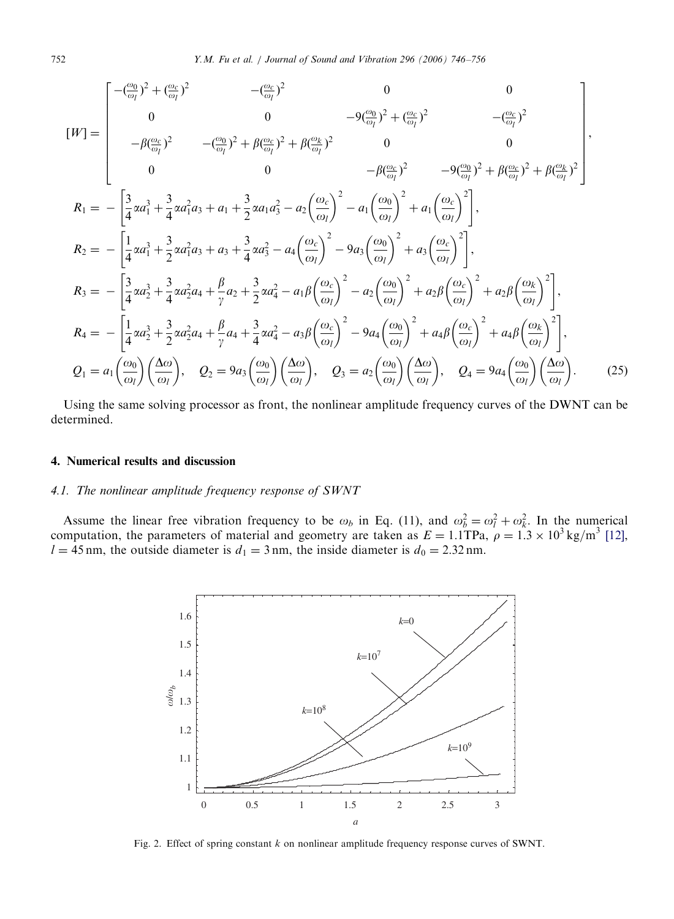$$
[W] = \begin{bmatrix}
-(\frac{\omega_0}{\omega_l})^2 + (\frac{\omega_c}{\omega_l})^2 & -(\frac{\omega_c}{\omega_l})^2 & 0 & 0 \\
0 & 0 & -9(\frac{\omega_0}{\omega_l})^2 + (\frac{\omega_c}{\omega_l})^2 & -(\frac{\omega_c}{\omega_l})^2 \\
-\beta(\frac{\omega_c}{\omega_l})^2 & -(\frac{\omega_0}{\omega_l})^2 + \beta(\frac{\omega_c}{\omega_l})^2 + \beta(\frac{\omega_k}{\omega_l})^2 & 0 & 0 \\
0 & 0 & -\beta(\frac{\omega_c}{\omega_l})^2 & -9(\frac{\omega_0}{\omega_l})^2 + \beta(\frac{\omega_c}{\omega_l})^2 + \beta(\frac{\omega_k}{\omega_l})^2
\end{bmatrix},
$$

$$
R_1 = -\left[\frac{3}{4}\alpha a_1^3 + \frac{3}{4}\alpha a_1^2 a_3 + a_1 + \frac{3}{2}\alpha a_1 a_3^2 - a_2\left(\frac{\omega_c}{\omega_l}\right)^2 - a_1\left(\frac{\omega_0}{\omega_l}\right)^2 + a_1\left(\frac{\omega_c}{\omega_l}\right)^2\right],
$$

$$
R_2 = -\left[\frac{1}{4}\alpha a_1^3 + \frac{3}{2}\alpha a_1^2 a_3 + a_3 + \frac{3}{4}\alpha a_3^2 - a_4\left(\frac{\omega_c}{\omega_l}\right)^2 - 9a_3\left(\frac{\omega_0}{\omega_l}\right)^2 + a_3\left(\frac{\omega_c}{\omega_l}\right)^2\right],
$$

$$
R_3 = -\left[\frac{3}{4}\alpha a_2^3 + \frac{3}{4}\alpha a_2^2 a_4 + \frac{\beta}{\gamma}a_2 + \frac{3}{2}\alpha a_4^2 - a_1\beta\left(\frac{\omega_c}{\omega_l}\right)^2 - a_2\left(\frac{\omega_0}{\omega_l}\right)^2 + a_2\beta\left(\frac{\omega_c}{\omega_l}\right)^2 + a_2\beta\left(\frac{\omega_k}{\omega_l}\right)^2\right],
$$

$$
R_4 = -\left[\frac{1}{4}\alpha a_2^3 + \frac{3}{2}\alpha a_2^2 a_4 + \frac{\beta}{\gamma}a_4 + \frac{3}{4}\alpha a_4^2 - a_3\beta\left(\frac{\omega_c}{\omega_l}\right)^2 - 9a_4\left(\frac{\omega_0}{\omega_l}\right)^2 + a_4\beta\left(\frac{\omega_c}{\omega_l}\right)^2 + a_4\beta\left(\frac{\omega_k}{\omega_l}\right)^2\right],
$$

$$
Q_1 = a_1\left(\frac{\omega_0}{\omega_l}\right)\left(\frac{\Delta\omega}{\omega_l}\right), \quad Q_2 = 9a_3\left(\frac{\omega_0}{\omega_l}\right)\left(\frac{\Delta\omega}{\omega_l}\right), \quad Q_3 = a_2\left(\frac{\omega_0}{\omega_l}\right)\left(\frac{\Delta\omega}{\omega_l}\right), \quad Q_4 = 9a_4\left(\frac{\omega_0}{\omega_l}\right)\left(\frac{\Delta\omega}{\omega_l}\right). \tag{25}
$$

Using the same solving processor as front, the nonlinear amplitude frequency curves of the DWNT can be determined.

## 4. Numerical results and discussion

### 4.1. The nonlinear amplitude frequency response of SWNT

Assume the linear free vibration frequency to be $\omega_b$ in Eq. (11), and $\omega_b^2 = \omega_l^2 + \omega_k^2$. In the numerical computation, the parameters of material and geometry are taken as $E = 1.1\,\text{TPa}$, $\rho = 1.3 \times 10^3\,\text{kg/m}^3$ [12], $l = 45\,\text{nm}$, the outside diameter is $d_1 = 3\,\text{nm}$, the inside diameter is $d_0 = 2.32\,\text{nm}$.

Fig. 2. Effect of spring constant $k$ on nonlinear amplitude frequency response curves of SWNT.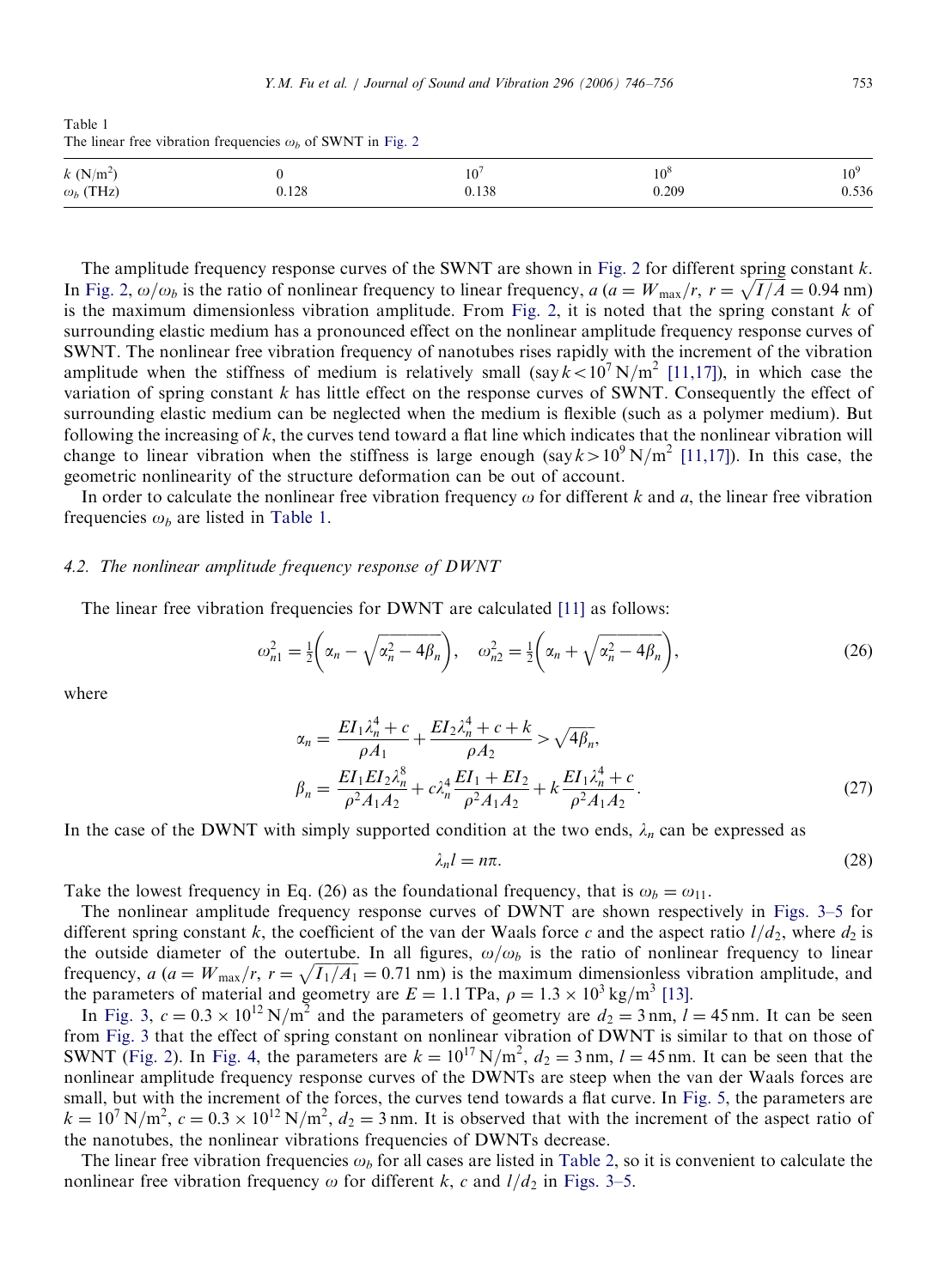Table 1
The linear free vibration frequencies $\omega_b$ of SWNT in Fig. 2

| $k$ (N/m$^2$) | 0 | $10^7$ | $10^8$ | $10^9$ |
|---|---|---|---|---|
| $\omega_b$ (THz) | 0.128 | 0.138 | 0.209 | 0.536 |

The amplitude frequency response curves of the SWNT are shown in Fig. 2 for different spring constant $k$. In Fig. 2, $\omega/\omega_b$ is the ratio of nonlinear frequency to linear frequency, $a$ ($a = W_{\max}/r$, $r = \sqrt{I/A} = 0.94$ nm) is the maximum dimensionless vibration amplitude. From Fig. 2, it is noted that the spring constant $k$ of surrounding elastic medium has a pronounced effect on the nonlinear amplitude frequency response curves of SWNT. The nonlinear free vibration frequency of nanotubes rises rapidly with the increment of the vibration amplitude when the stiffness of medium is relatively small (say $k < 10^7$ N/m$^2$ [11,17]), in which case the variation of spring constant $k$ has little effect on the response curves of SWNT. Consequently the effect of surrounding elastic medium can be neglected when the medium is flexible (such as a polymer medium). But following the increasing of $k$, the curves tend toward a flat line which indicates that the nonlinear vibration will change to linear vibration when the stiffness is large enough (say $k > 10^9$ N/m$^2$ [11,17]). In this case, the geometric nonlinearity of the structure deformation can be out of account.

In order to calculate the nonlinear free vibration frequency $\omega$ for different $k$ and $a$, the linear free vibration frequencies $\omega_b$ are listed in Table 1.

### 4.2. The nonlinear amplitude frequency response of DWNT

The linear free vibration frequencies for DWNT are calculated [11] as follows:

$$\omega_{n1}^2 = \frac{1}{2}\left(\alpha_n - \sqrt{\alpha_n^2 - 4\beta_n}\right), \quad \omega_{n2}^2 = \frac{1}{2}\left(\alpha_n + \sqrt{\alpha_n^2 - 4\beta_n}\right), \tag{26}$$

where

$$\alpha_n = \frac{EI_1\lambda_n^4 + c}{\rho A_1} + \frac{EI_2\lambda_n^4 + c + k}{\rho A_2} > \sqrt{4\beta_n},$$
$$\beta_n = \frac{EI_1 EI_2 \lambda_n^8}{\rho^2 A_1 A_2} + c\lambda_n^4 \frac{EI_1 + EI_2}{\rho^2 A_1 A_2} + k\frac{EI_1\lambda_n^4 + c}{\rho^2 A_1 A_2}. \tag{27}$$

In the case of the DWNT with simply supported condition at the two ends, $\lambda_n$ can be expressed as

$$\lambda_n l = n\pi. \tag{28}$$

Take the lowest frequency in Eq. (26) as the foundational frequency, that is $\omega_b = \omega_{11}$.

The nonlinear amplitude frequency response curves of DWNT are shown respectively in Figs. 3–5 for different spring constant $k$, the coefficient of the van der Waals force $c$ and the aspect ratio $l/d_2$, where $d_2$ is the outside diameter of the outertube. In all figures, $\omega/\omega_b$ is the ratio of nonlinear frequency to linear frequency, $a$ ($a = W_{\max}/r$, $r = \sqrt{I_1/A_1} = 0.71$ nm) is the maximum dimensionless vibration amplitude, and the parameters of material and geometry are $E = 1.1$ TPa, $\rho = 1.3 \times 10^3$ kg/m$^3$ [13].

In Fig. 3, $c = 0.3 \times 10^{12}$ N/m$^2$ and the parameters of geometry are $d_2 = 3$ nm, $l = 45$ nm. It can be seen from Fig. 3 that the effect of spring constant on nonlinear vibration of DWNT is similar to that on those of SWNT (Fig. 2). In Fig. 4, the parameters are $k = 10^{17}$ N/m$^2$, $d_2 = 3$ nm, $l = 45$ nm. It can be seen that the nonlinear amplitude frequency response curves of the DWNTs are steep when the van der Waals forces are small, but with the increment of the forces, the curves tend towards a flat curve. In Fig. 5, the parameters are $k = 10^7$ N/m$^2$, $c = 0.3 \times 10^{12}$ N/m$^2$, $d_2 = 3$ nm. It is observed that with the increment of the aspect ratio of the nanotubes, the nonlinear vibrations frequencies of DWNTs decrease.

The linear free vibration frequencies $\omega_b$ for all cases are listed in Table 2, so it is convenient to calculate the nonlinear free vibration frequency $\omega$ for different $k$, $c$ and $l/d_2$ in Figs. 3–5.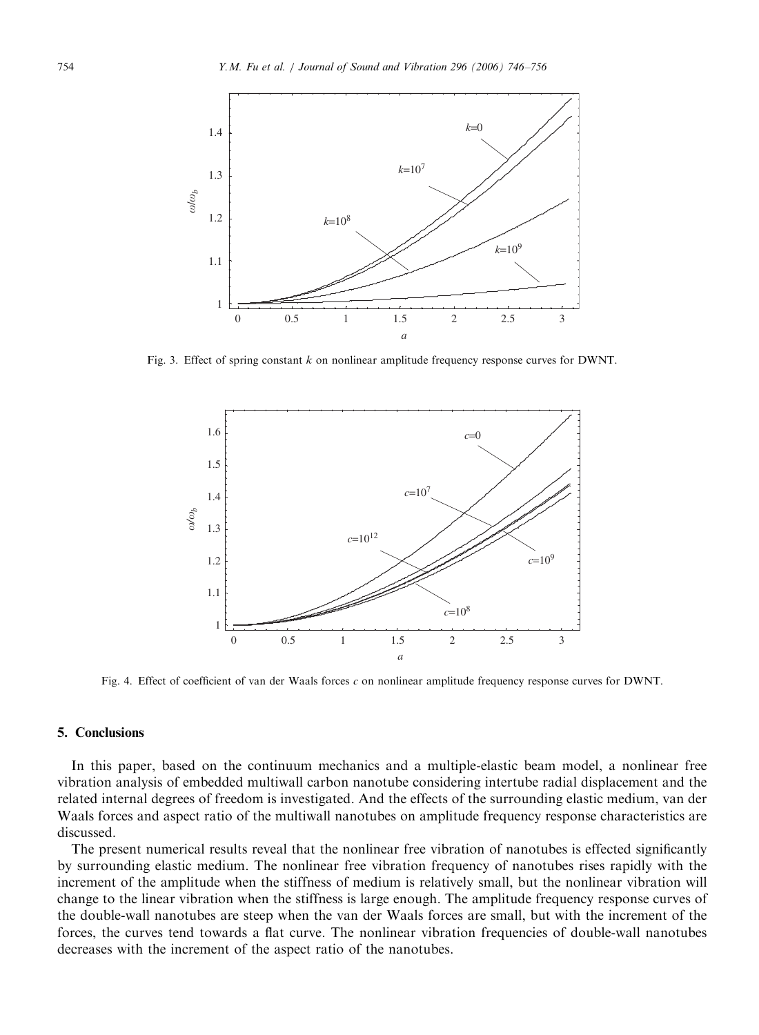Fig. 3. Effect of spring constant $k$ on nonlinear amplitude frequency response curves for DWNT.

Fig. 4. Effect of coefficient of van der Waals forces $c$ on nonlinear amplitude frequency response curves for DWNT.

## 5. Conclusions

In this paper, based on the continuum mechanics and a multiple-elastic beam model, a nonlinear free vibration analysis of embedded multiwall carbon nanotube considering intertube radial displacement and the related internal degrees of freedom is investigated. And the effects of the surrounding elastic medium, van der Waals forces and aspect ratio of the multiwall nanotubes on amplitude frequency response characteristics are discussed.

The present numerical results reveal that the nonlinear free vibration of nanotubes is effected significantly by surrounding elastic medium. The nonlinear free vibration frequency of nanotubes rises rapidly with the increment of the amplitude when the stiffness of medium is relatively small, but the nonlinear vibration will change to the linear vibration when the stiffness is large enough. The amplitude frequency response curves of the double-wall nanotubes are steep when the van der Waals forces are small, but with the increment of the forces, the curves tend towards a flat curve. The nonlinear vibration frequencies of double-wall nanotubes decreases with the increment of the aspect ratio of the nanotubes.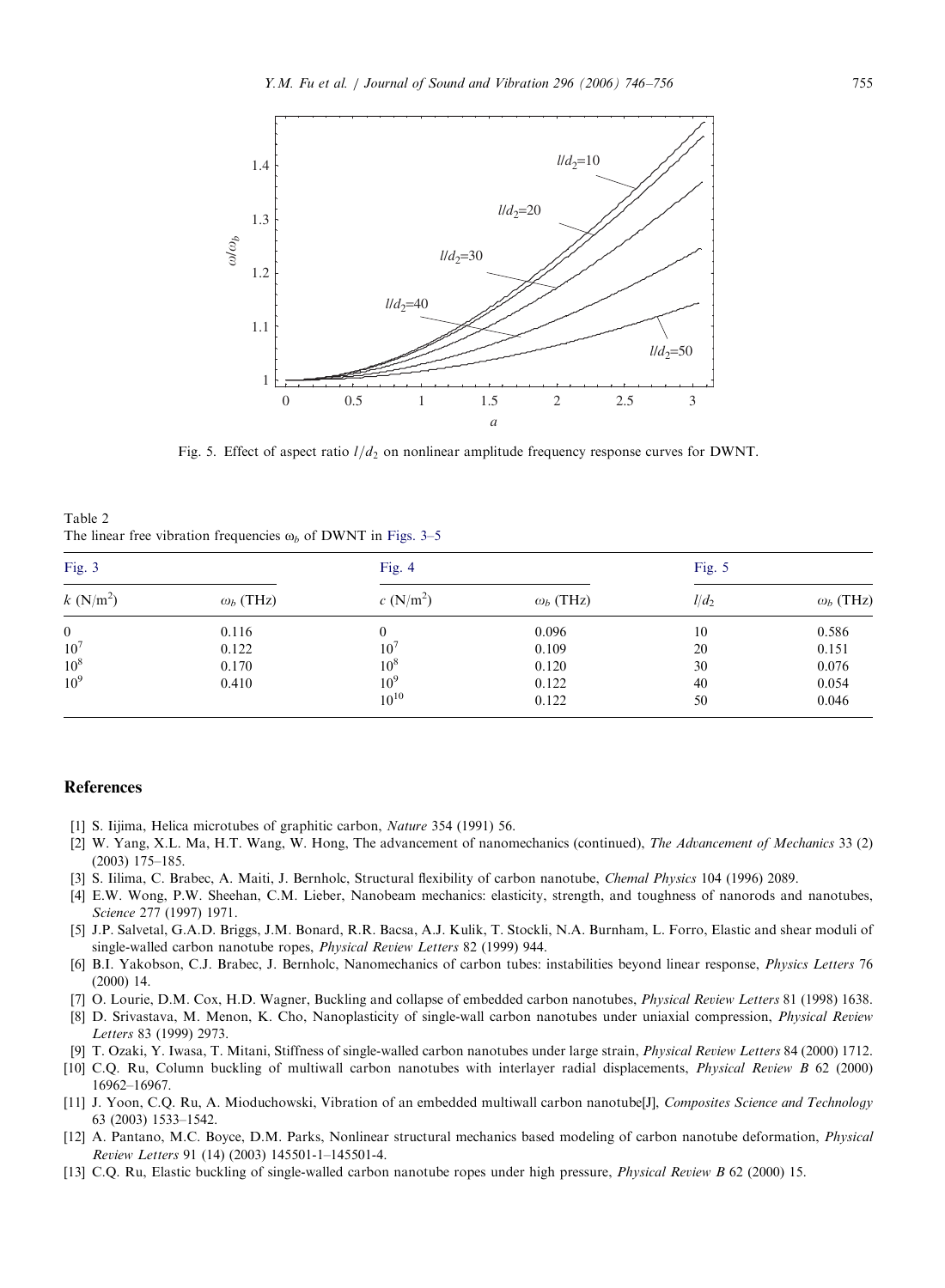Fig. 5. Effect of aspect ratio $l/d_2$ on nonlinear amplitude frequency response curves for DWNT.

Table 2
The linear free vibration frequencies $\omega_b$ of DWNT in Figs. 3–5

| Fig. 3 | | Fig. 4 | | Fig. 5 | |
|---|---|---|---|---|---|
| $k$ (N/m$^2$) | $\omega_b$ (THz) | $c$ (N/m$^2$) | $\omega_b$ (THz) | $l/d_2$ | $\omega_b$ (THz) |
| 0 | 0.116 | 0 | 0.096 | 10 | 0.586 |
| $10^7$ | 0.122 | $10^7$ | 0.109 | 20 | 0.151 |
| $10^8$ | 0.170 | $10^8$ | 0.120 | 30 | 0.076 |
| $10^9$ | 0.410 | $10^9$ | 0.122 | 40 | 0.054 |
| | | $10^{10}$ | 0.122 | 50 | 0.046 |

## References

[1] S. Iijima, Helica microtubes of graphitic carbon, *Nature* 354 (1991) 56.

[2] W. Yang, X.L. Ma, H.T. Wang, W. Hong, The advancement of nanomechanics (continued), *The Advancement of Mechanics* 33 (2) (2003) 175–185.

[3] S. Iilima, C. Brabec, A. Maiti, J. Bernholc, Structural flexibility of carbon nanotube, *Chemal Physics* 104 (1996) 2089.

[4] E.W. Wong, P.W. Sheehan, C.M. Lieber, Nanobeam mechanics: elasticity, strength, and toughness of nanorods and nanotubes, *Science* 277 (1997) 1971.

[5] J.P. Salvetal, G.A.D. Briggs, J.M. Bonard, R.R. Bacsa, A.J. Kulik, T. Stockli, N.A. Burnham, L. Forro, Elastic and shear moduli of single-walled carbon nanotube ropes, *Physical Review Letters* 82 (1999) 944.

[6] B.I. Yakobson, C.J. Brabec, J. Bernholc, Nanomechanics of carbon tubes: instabilities beyond linear response, *Physics Letters* 76 (2000) 14.

[7] O. Lourie, D.M. Cox, H.D. Wagner, Buckling and collapse of embedded carbon nanotubes, *Physical Review Letters* 81 (1998) 1638.

[8] D. Srivastava, M. Menon, K. Cho, Nanoplasticity of single-wall carbon nanotubes under uniaxial compression, *Physical Review Letters* 83 (1999) 2973.

[9] T. Ozaki, Y. Iwasa, T. Mitani, Stiffness of single-walled carbon nanotubes under large strain, *Physical Review Letters* 84 (2000) 1712.

[10] C.Q. Ru, Column buckling of multiwall carbon nanotubes with interlayer radial displacements, *Physical Review B* 62 (2000) 16962–16967.

[11] J. Yoon, C.Q. Ru, A. Mioduchowski, Vibration of an embedded multiwall carbon nanotube[J], *Composites Science and Technology* 63 (2003) 1533–1542.

[12] A. Pantano, M.C. Boyce, D.M. Parks, Nonlinear structural mechanics based modeling of carbon nanotube deformation, *Physical Review Letters* 91 (14) (2003) 145501-1–145501-4.

[13] C.Q. Ru, Elastic buckling of single-walled carbon nanotube ropes under high pressure, *Physical Review B* 62 (2000) 15.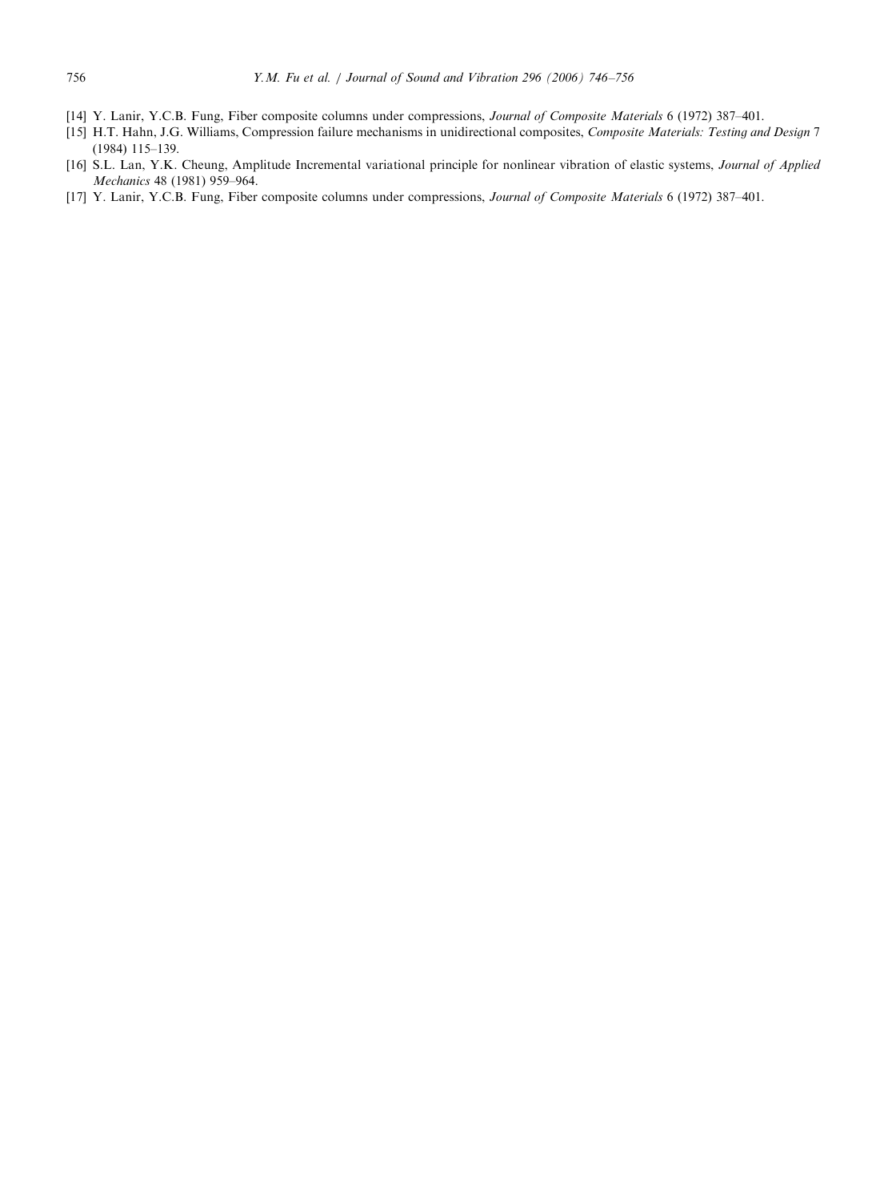[14] Y. Lanir, Y.C.B. Fung, Fiber composite columns under compressions, *Journal of Composite Materials* 6 (1972) 387–401.

[15] H.T. Hahn, J.G. Williams, Compression failure mechanisms in unidirectional composites, *Composite Materials: Testing and Design* 7 (1984) 115–139.

[16] S.L. Lan, Y.K. Cheung, Amplitude Incremental variational principle for nonlinear vibration of elastic systems, *Journal of Applied Mechanics* 48 (1981) 959–964.

[17] Y. Lanir, Y.C.B. Fung, Fiber composite columns under compressions, *Journal of Composite Materials* 6 (1972) 387–401.